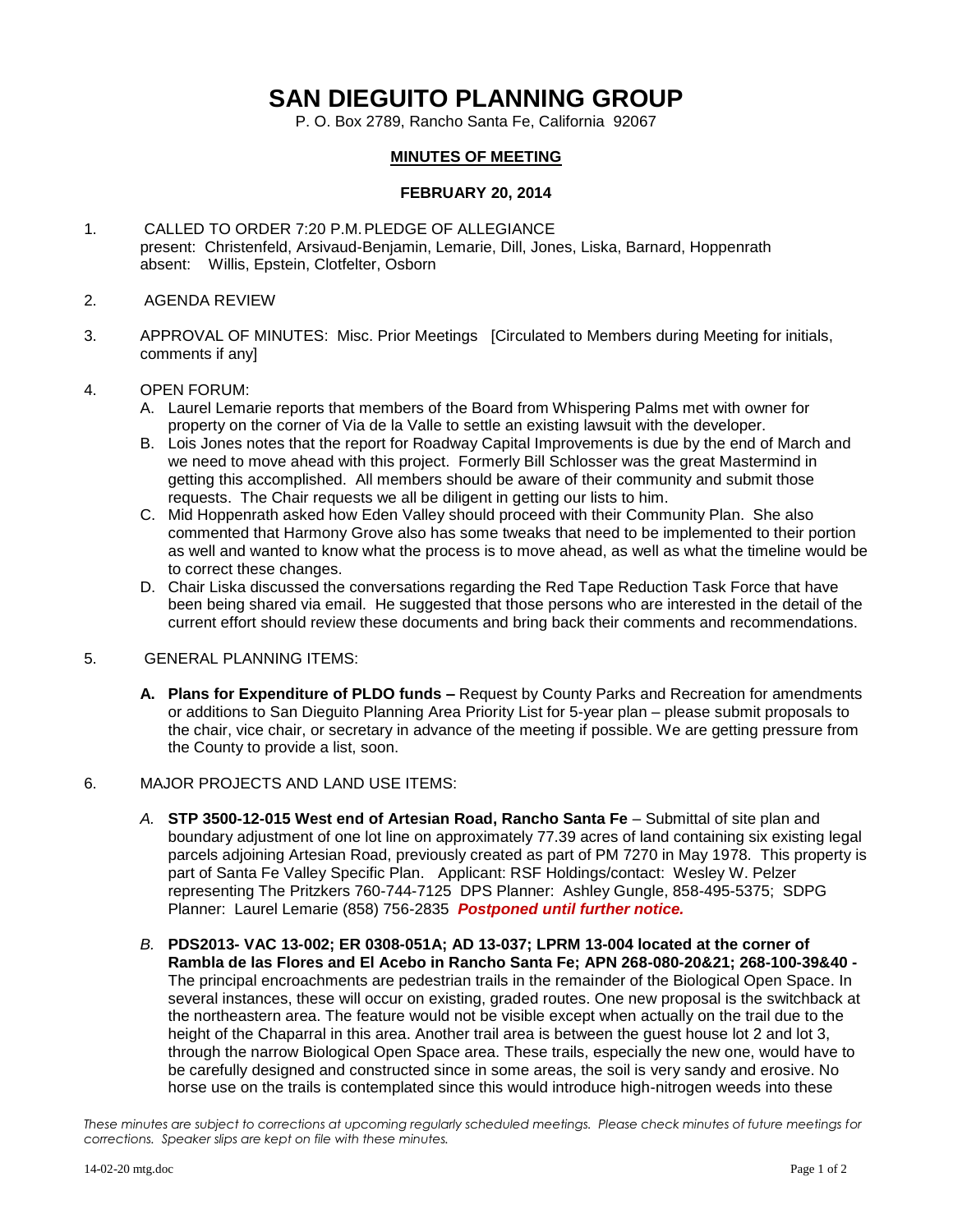# SAN DIEGUITO PLANNING GROUP

P. O. Box 2789, Rancho Santa Fe, California 92067

## MINUTES OF MEETING

### FEBRUARY 20, 2014

1. CALLED TO ORDER 7:20 P.M. PLEDGE OF ALLEGIANCE
   present: Christenfeld, Arsivaud-Benjamin, Lemarie, Dill, Jones, Liska, Barnard, Hoppenrath
   absent: Willis, Epstein, Clotfelter, Osborn

2. AGENDA REVIEW

3. APPROVAL OF MINUTES: Misc. Prior Meetings [Circulated to Members during Meeting for initials, comments if any]

4. OPEN FORUM:
   A. Laurel Lemarie reports that members of the Board from Whispering Palms met with owner for property on the corner of Via de la Valle to settle an existing lawsuit with the developer.
   B. Lois Jones notes that the report for Roadway Capital Improvements is due by the end of March and we need to move ahead with this project. Formerly Bill Schlosser was the great Mastermind in getting this accomplished. All members should be aware of their community and submit those requests. The Chair requests we all be diligent in getting our lists to him.
   C. Mid Hoppenrath asked how Eden Valley should proceed with their Community Plan. She also commented that Harmony Grove also has some tweaks that need to be implemented to their portion as well and wanted to know what the process is to move ahead, as well as what the timeline would be to correct these changes.
   D. Chair Liska discussed the conversations regarding the Red Tape Reduction Task Force that have been being shared via email. He suggested that those persons who are interested in the detail of the current effort should review these documents and bring back their comments and recommendations.

5. GENERAL PLANNING ITEMS:

   **A. Plans for Expenditure of PLDO funds –** Request by County Parks and Recreation for amendments or additions to San Dieguito Planning Area Priority List for 5-year plan – please submit proposals to the chair, vice chair, or secretary in advance of the meeting if possible. We are getting pressure from the County to provide a list, soon.

6. MAJOR PROJECTS AND LAND USE ITEMS:

   *A.* **STP 3500-12-015 West end of Artesian Road, Rancho Santa Fe** – Submittal of site plan and boundary adjustment of one lot line on approximately 77.39 acres of land containing six existing legal parcels adjoining Artesian Road, previously created as part of PM 7270 in May 1978. This property is part of Santa Fe Valley Specific Plan. Applicant: RSF Holdings/contact: Wesley W. Pelzer representing The Pritzkers 760-744-7125 DPS Planner: Ashley Gungle, 858-495-5375; SDPG Planner: Laurel Lemarie (858) 756-2835 ***Postponed until further notice.***

   *B.* **PDS2013- VAC 13-002; ER 0308-051A; AD 13-037; LPRM 13-004 located at the corner of Rambla de las Flores and El Acebo in Rancho Santa Fe; APN 268-080-20&21; 268-100-39&40 -** The principal encroachments are pedestrian trails in the remainder of the Biological Open Space. In several instances, these will occur on existing, graded routes. One new proposal is the switchback at the northeastern area. The feature would not be visible except when actually on the trail due to the height of the Chaparral in this area. Another trail area is between the guest house lot 2 and lot 3, through the narrow Biological Open Space area. These trails, especially the new one, would have to be carefully designed and constructed since in some areas, the soil is very sandy and erosive. No horse use on the trails is contemplated since this would introduce high-nitrogen weeds into these

*These minutes are subject to corrections at upcoming regularly scheduled meetings. Please check minutes of future meetings for corrections. Speaker slips are kept on file with these minutes.*

14-02-20 mtg.doc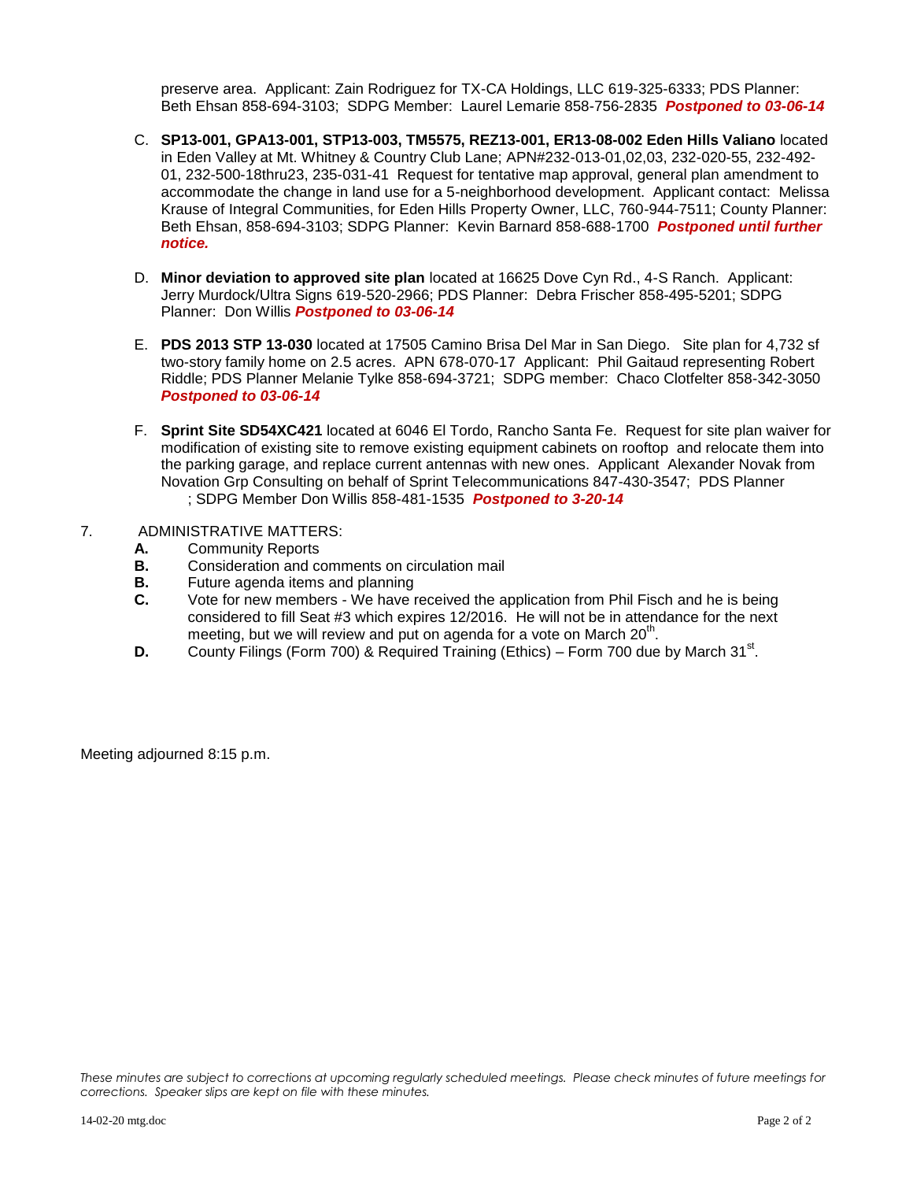preserve area. Applicant: Zain Rodriguez for TX-CA Holdings, LLC 619-325-6333; PDS Planner: Beth Ehsan 858-694-3103; SDPG Member: Laurel Lemarie 858-756-2835 ***Postponed to 03-06-14***

C. **SP13-001, GPA13-001, STP13-003, TM5575, REZ13-001, ER13-08-002 Eden Hills Valiano** located in Eden Valley at Mt. Whitney & Country Club Lane; APN#232-013-01,02,03, 232-020-55, 232-492-01, 232-500-18thru23, 235-031-41 Request for tentative map approval, general plan amendment to accommodate the change in land use for a 5-neighborhood development. Applicant contact: Melissa Krause of Integral Communities, for Eden Hills Property Owner, LLC, 760-944-7511; County Planner: Beth Ehsan, 858-694-3103; SDPG Planner: Kevin Barnard 858-688-1700 ***Postponed until further notice.***

D. **Minor deviation to approved site plan** located at 16625 Dove Cyn Rd., 4-S Ranch. Applicant: Jerry Murdock/Ultra Signs 619-520-2966; PDS Planner: Debra Frischer 858-495-5201; SDPG Planner: Don Willis ***Postponed to 03-06-14***

E. **PDS 2013 STP 13-030** located at 17505 Camino Brisa Del Mar in San Diego. Site plan for 4,732 sf two-story family home on 2.5 acres. APN 678-070-17 Applicant: Phil Gaitaud representing Robert Riddle; PDS Planner Melanie Tylke 858-694-3721; SDPG member: Chaco Clotfelter 858-342-3050 ***Postponed to 03-06-14***

F. **Sprint Site SD54XC421** located at 6046 El Tordo, Rancho Santa Fe. Request for site plan waiver for modification of existing site to remove existing equipment cabinets on rooftop and relocate them into the parking garage, and replace current antennas with new ones. Applicant Alexander Novak from Novation Grp Consulting on behalf of Sprint Telecommunications 847-430-3547; PDS Planner ; SDPG Member Don Willis 858-481-1535 ***Postponed to 3-20-14***

7. ADMINISTRATIVE MATTERS:

**A.** Community Reports
**B.** Consideration and comments on circulation mail
**B.** Future agenda items and planning
**C.** Vote for new members - We have received the application from Phil Fisch and he is being considered to fill Seat #3 which expires 12/2016. He will not be in attendance for the next meeting, but we will review and put on agenda for a vote on March 20th.
**D.** County Filings (Form 700) & Required Training (Ethics) – Form 700 due by March 31st.

Meeting adjourned 8:15 p.m.

*These minutes are subject to corrections at upcoming regularly scheduled meetings. Please check minutes of future meetings for corrections. Speaker slips are kept on file with these minutes.*

14-02-20 mtg.doc